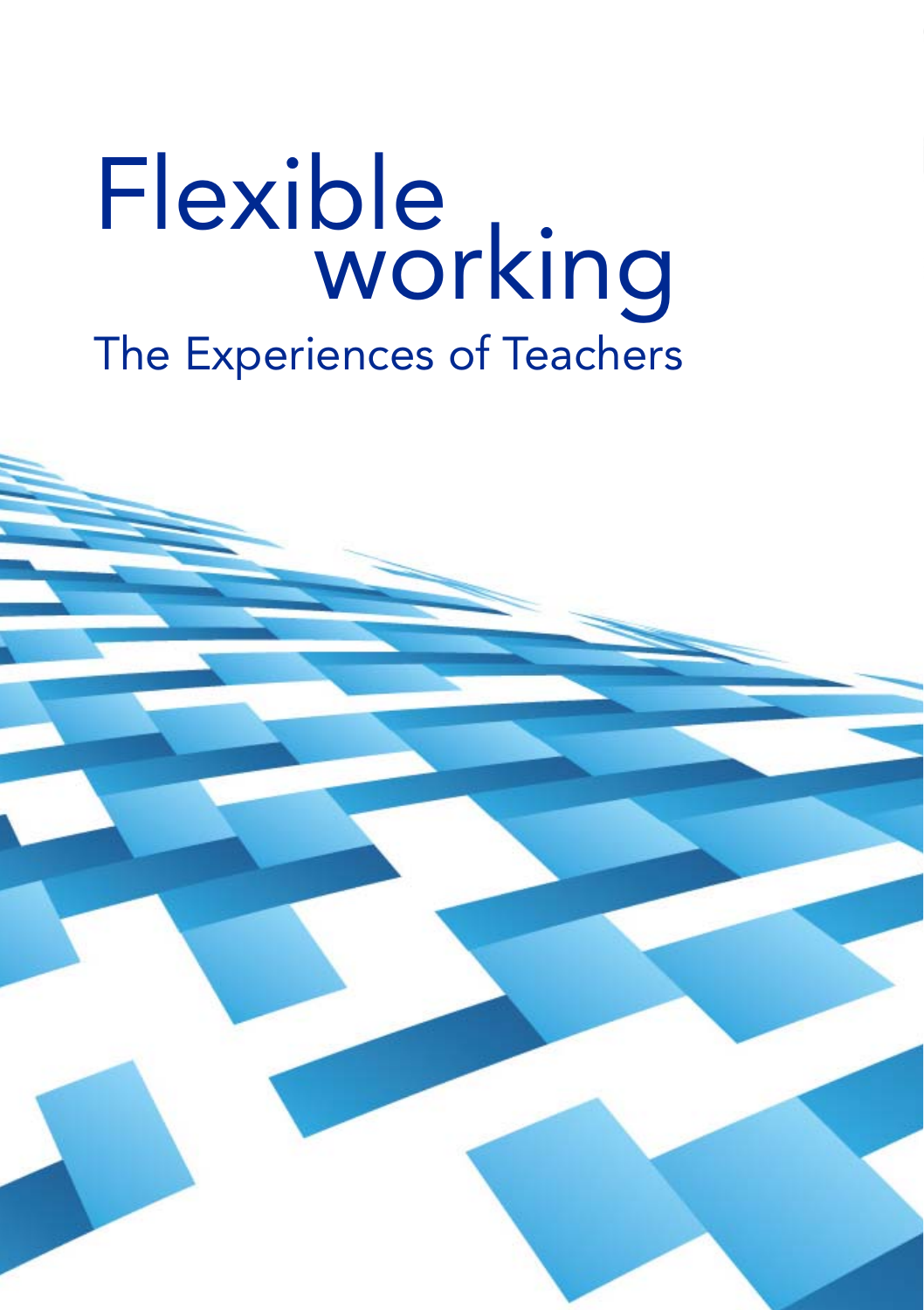# Flexible working

## The Experiences of Teachers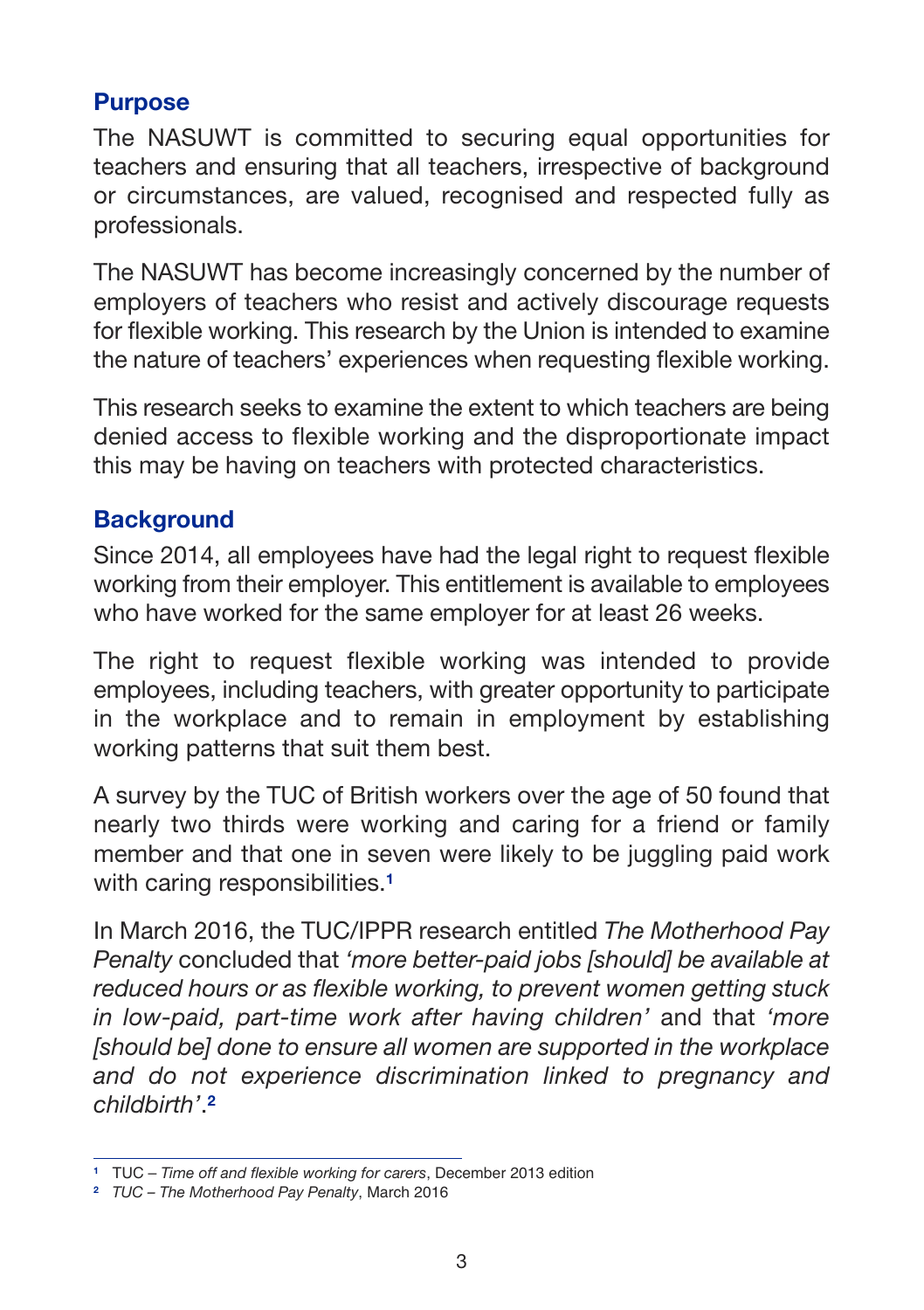## Purpose

The NASUWT is committed to securing equal opportunities for teachers and ensuring that all teachers, irrespective of background or circumstances, are valued, recognised and respected fully as professionals.

The NASUWT has become increasingly concerned by the number of employers of teachers who resist and actively discourage requests for flexible working. This research by the Union is intended to examine the nature of teachers' experiences when requesting flexible working.

This research seeks to examine the extent to which teachers are being denied access to flexible working and the disproportionate impact this may be having on teachers with protected characteristics.

## Background

Since 2014, all employees have had the legal right to request flexible working from their employer. This entitlement is available to employees who have worked for the same employer for at least 26 weeks.

The right to request flexible working was intended to provide employees, including teachers, with greater opportunity to participate in the workplace and to remain in employment by establishing working patterns that suit them best.

A survey by the TUC of British workers over the age of 50 found that nearly two thirds were working and caring for a friend or family member and that one in seven were likely to be juggling paid work with caring responsibilities.[1]

In March 2016, the TUC/IPPR research entitled *The Motherhood Pay Penalty* concluded that *'more better-paid jobs [should] be available at reduced hours or as flexible working, to prevent women getting stuck in low-paid, part-time work after having children'* and that *'more [should be] done to ensure all women are supported in the workplace and do not experience discrimination linked to pregnancy and childbirth'*.[2]

---

[1] TUC – *Time off and flexible working for carers*, December 2013 edition

[2] *TUC – The Motherhood Pay Penalty*, March 2016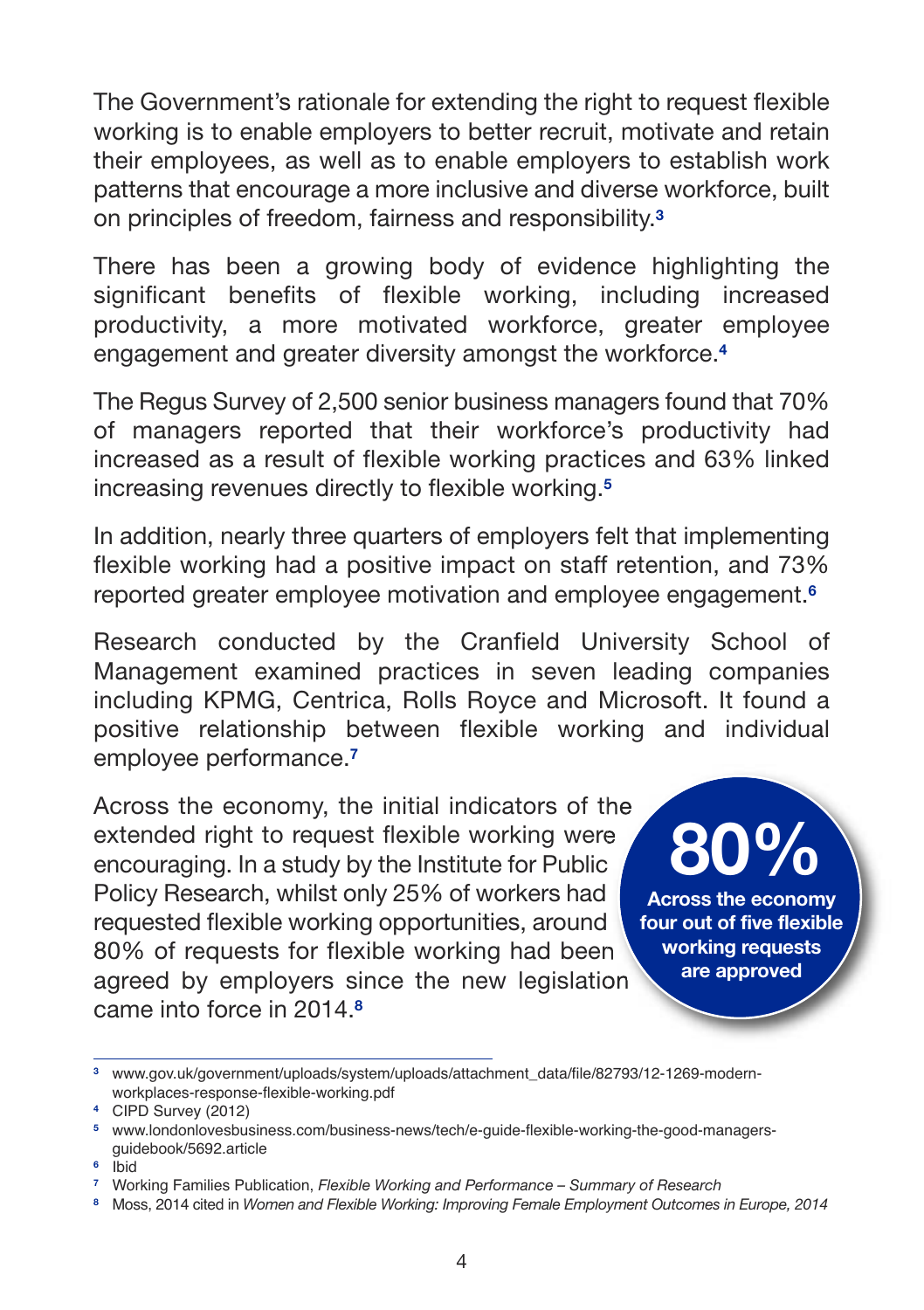The Government's rationale for extending the right to request flexible working is to enable employers to better recruit, motivate and retain their employees, as well as to enable employers to establish work patterns that encourage a more inclusive and diverse workforce, built on principles of freedom, fairness and responsibility.[3]

There has been a growing body of evidence highlighting the significant benefits of flexible working, including increased productivity, a more motivated workforce, greater employee engagement and greater diversity amongst the workforce.[4]

The Regus Survey of 2,500 senior business managers found that 70% of managers reported that their workforce's productivity had increased as a result of flexible working practices and 63% linked increasing revenues directly to flexible working.[5]

In addition, nearly three quarters of employers felt that implementing flexible working had a positive impact on staff retention, and 73% reported greater employee motivation and employee engagement.[6]

Research conducted by the Cranfield University School of Management examined practices in seven leading companies including KPMG, Centrica, Rolls Royce and Microsoft. It found a positive relationship between flexible working and individual employee performance.[7]

Across the economy, the initial indicators of the extended right to request flexible working were encouraging. In a study by the Institute for Public Policy Research, whilst only 25% of workers had requested flexible working opportunities, around 80% of requests for flexible working had been agreed by employers since the new legislation came into force in 2014.[8]

**80%**

**Across the economy four out of five flexible working requests are approved**

---

[3] www.gov.uk/government/uploads/system/uploads/attachment_data/file/82793/12-1269-modern-workplaces-response-flexible-working.pdf

[4] CIPD Survey (2012)

[5] www.londonlovesbusiness.com/business-news/tech/e-guide-flexible-working-the-good-managers-guidebook/5692.article

[6] Ibid

[7] Working Families Publication, *Flexible Working and Performance – Summary of Research*

[8] Moss, 2014 cited in *Women and Flexible Working: Improving Female Employment Outcomes in Europe, 2014*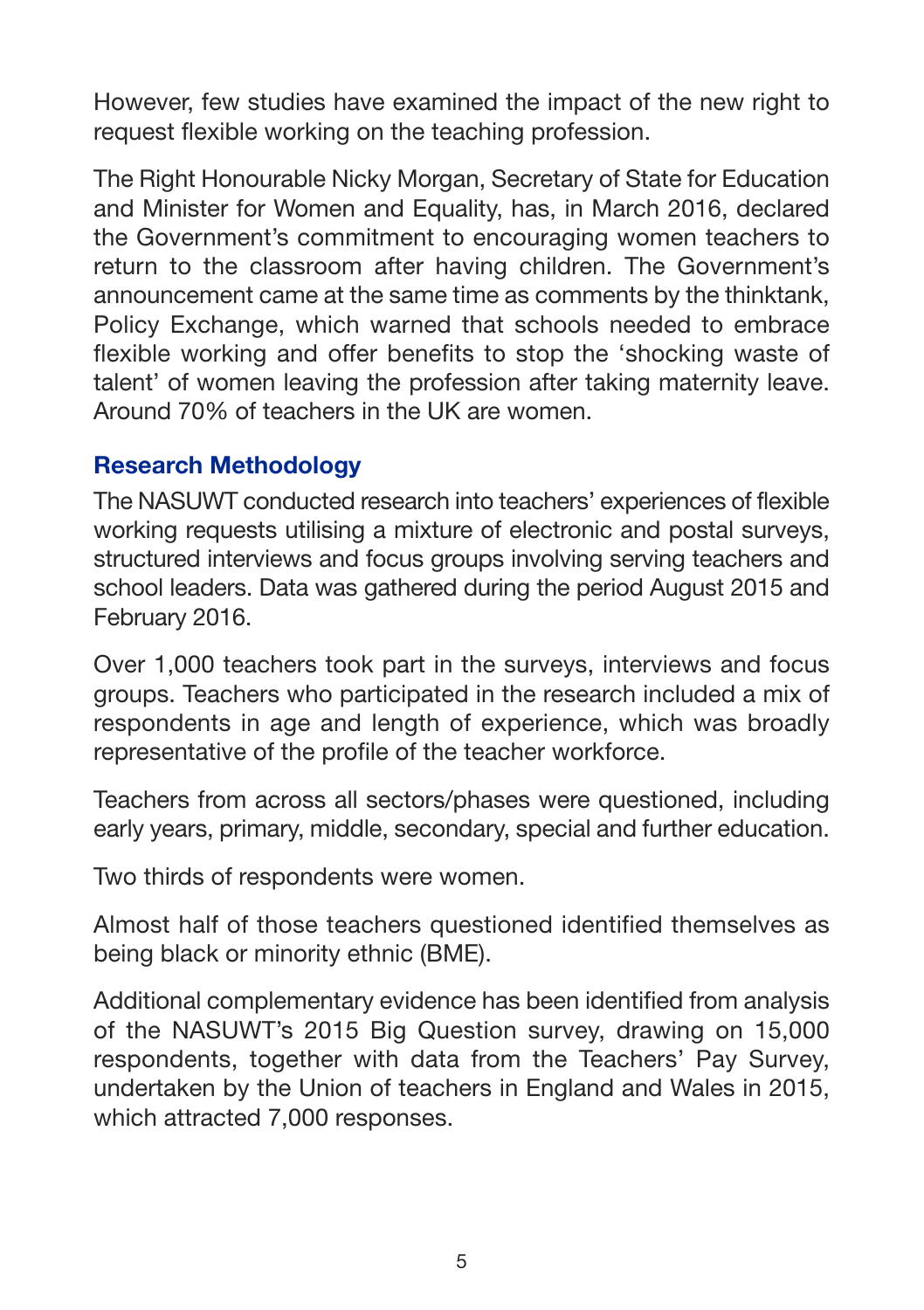However, few studies have examined the impact of the new right to request flexible working on the teaching profession.

The Right Honourable Nicky Morgan, Secretary of State for Education and Minister for Women and Equality, has, in March 2016, declared the Government's commitment to encouraging women teachers to return to the classroom after having children. The Government's announcement came at the same time as comments by the thinktank, Policy Exchange, which warned that schools needed to embrace flexible working and offer benefits to stop the 'shocking waste of talent' of women leaving the profession after taking maternity leave. Around 70% of teachers in the UK are women.

## Research Methodology

The NASUWT conducted research into teachers' experiences of flexible working requests utilising a mixture of electronic and postal surveys, structured interviews and focus groups involving serving teachers and school leaders. Data was gathered during the period August 2015 and February 2016.

Over 1,000 teachers took part in the surveys, interviews and focus groups. Teachers who participated in the research included a mix of respondents in age and length of experience, which was broadly representative of the profile of the teacher workforce.

Teachers from across all sectors/phases were questioned, including early years, primary, middle, secondary, special and further education.

Two thirds of respondents were women.

Almost half of those teachers questioned identified themselves as being black or minority ethnic (BME).

Additional complementary evidence has been identified from analysis of the NASUWT's 2015 Big Question survey, drawing on 15,000 respondents, together with data from the Teachers' Pay Survey, undertaken by the Union of teachers in England and Wales in 2015, which attracted 7,000 responses.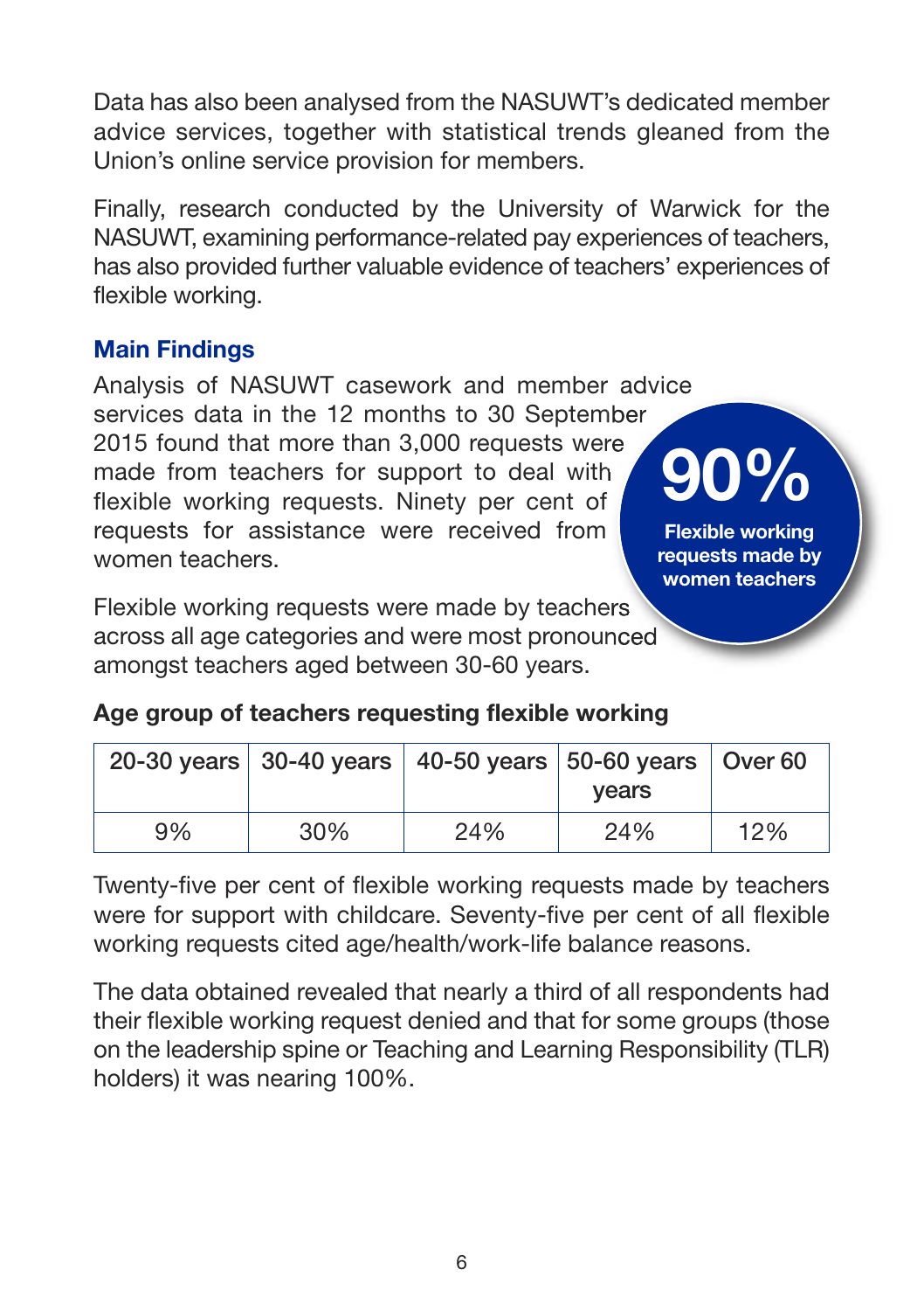Data has also been analysed from the NASUWT's dedicated member advice services, together with statistical trends gleaned from the Union's online service provision for members.

Finally, research conducted by the University of Warwick for the NASUWT, examining performance-related pay experiences of teachers, has also provided further valuable evidence of teachers' experiences of flexible working.

## Main Findings

Analysis of NASUWT casework and member advice services data in the 12 months to 30 September 2015 found that more than 3,000 requests were made from teachers for support to deal with flexible working requests. Ninety per cent of requests for assistance were received from women teachers.

**90%**
**Flexible working requests made by women teachers**

Flexible working requests were made by teachers across all age categories and were most pronounced amongst teachers aged between 30-60 years.

**Age group of teachers requesting flexible working**

| 20-30 years | 30-40 years | 40-50 years | 50-60 years | Over 60 years |
|---|---|---|---|---|
| 9% | 30% | 24% | 24% | 12% |

Twenty-five per cent of flexible working requests made by teachers were for support with childcare. Seventy-five per cent of all flexible working requests cited age/health/work-life balance reasons.

The data obtained revealed that nearly a third of all respondents had their flexible working request denied and that for some groups (those on the leadership spine or Teaching and Learning Responsibility (TLR) holders) it was nearing 100%.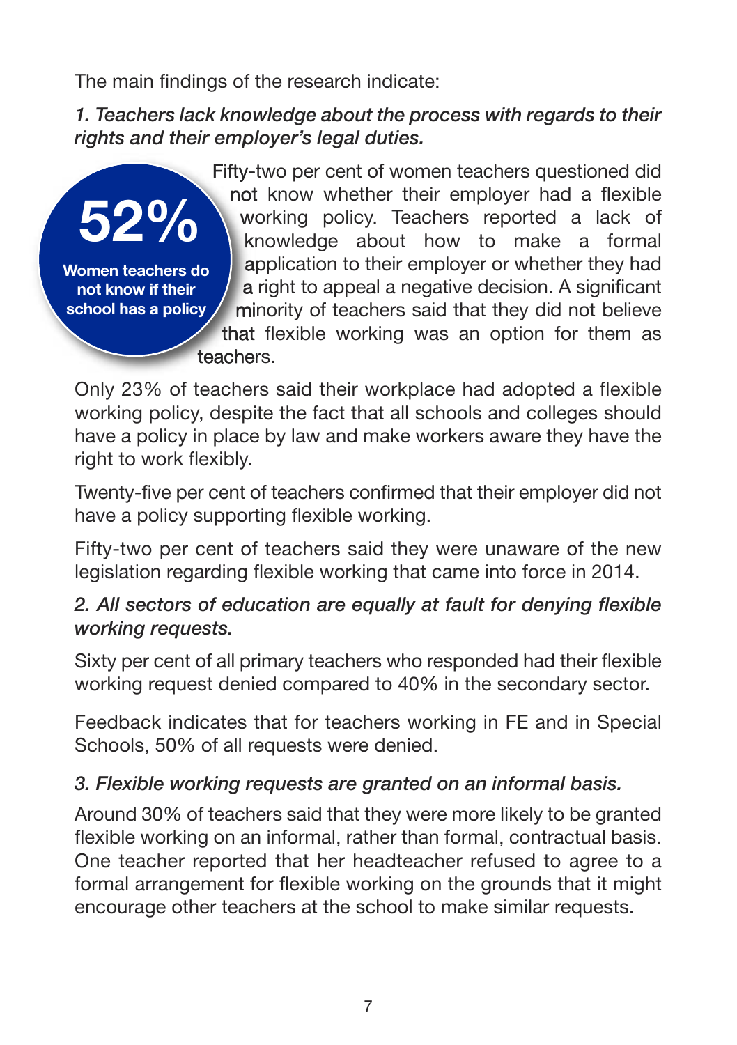The main findings of the research indicate:

*1. Teachers lack knowledge about the process with regards to their rights and their employer's legal duties.*

**52%**

**Women teachers do not know if their school has a policy**

Fifty-two per cent of women teachers questioned did not know whether their employer had a flexible working policy. Teachers reported a lack of knowledge about how to make a formal application to their employer or whether they had a right to appeal a negative decision. A significant minority of teachers said that they did not believe that flexible working was an option for them as teachers.

Only 23% of teachers said their workplace had adopted a flexible working policy, despite the fact that all schools and colleges should have a policy in place by law and make workers aware they have the right to work flexibly.

Twenty-five per cent of teachers confirmed that their employer did not have a policy supporting flexible working.

Fifty-two per cent of teachers said they were unaware of the new legislation regarding flexible working that came into force in 2014.

*2. All sectors of education are equally at fault for denying flexible working requests.*

Sixty per cent of all primary teachers who responded had their flexible working request denied compared to 40% in the secondary sector.

Feedback indicates that for teachers working in FE and in Special Schools, 50% of all requests were denied.

*3. Flexible working requests are granted on an informal basis.*

Around 30% of teachers said that they were more likely to be granted flexible working on an informal, rather than formal, contractual basis. One teacher reported that her headteacher refused to agree to a formal arrangement for flexible working on the grounds that it might encourage other teachers at the school to make similar requests.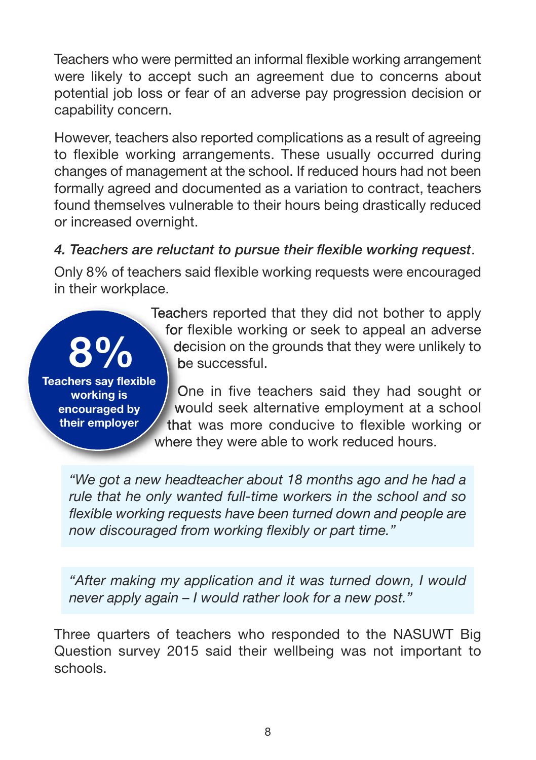Teachers who were permitted an informal flexible working arrangement were likely to accept such an agreement due to concerns about potential job loss or fear of an adverse pay progression decision or capability concern.

However, teachers also reported complications as a result of agreeing to flexible working arrangements. These usually occurred during changes of management at the school. If reduced hours had not been formally agreed and documented as a variation to contract, teachers found themselves vulnerable to their hours being drastically reduced or increased overnight.

*4. Teachers are reluctant to pursue their flexible working request*.

Only 8% of teachers said flexible working requests were encouraged in their workplace.

**8%**
**Teachers say flexible working is encouraged by their employer**

Teachers reported that they did not bother to apply for flexible working or seek to appeal an adverse decision on the grounds that they were unlikely to be successful.

One in five teachers said they had sought or would seek alternative employment at a school that was more conducive to flexible working or where they were able to work reduced hours.

> *"We got a new headteacher about 18 months ago and he had a rule that he only wanted full-time workers in the school and so flexible working requests have been turned down and people are now discouraged from working flexibly or part time."*

> *"After making my application and it was turned down, I would never apply again – I would rather look for a new post."*

Three quarters of teachers who responded to the NASUWT Big Question survey 2015 said their wellbeing was not important to schools.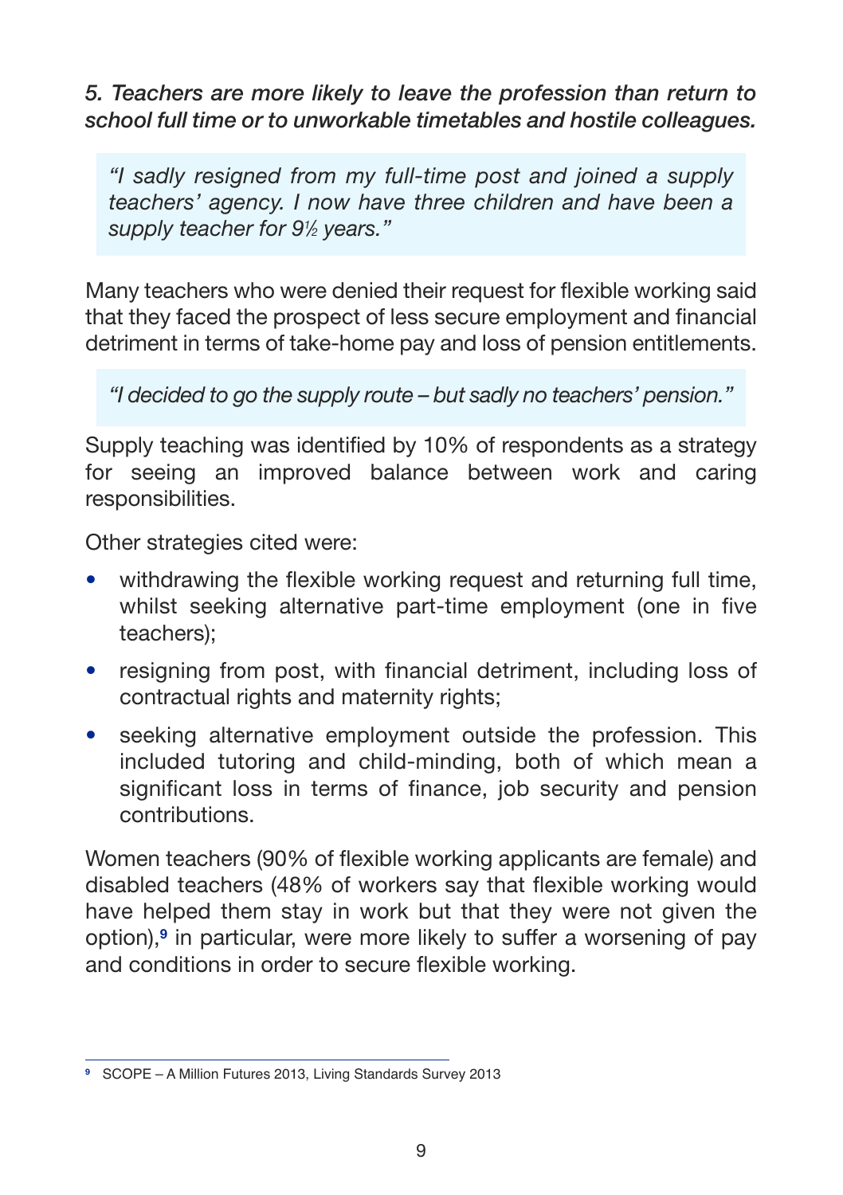*5. Teachers are more likely to leave the profession than return to school full time or to unworkable timetables and hostile colleagues.*

> *"I sadly resigned from my full-time post and joined a supply teachers' agency. I now have three children and have been a supply teacher for 9½ years."*

Many teachers who were denied their request for flexible working said that they faced the prospect of less secure employment and financial detriment in terms of take-home pay and loss of pension entitlements.

> *"I decided to go the supply route – but sadly no teachers' pension."*

Supply teaching was identified by 10% of respondents as a strategy for seeing an improved balance between work and caring responsibilities.

Other strategies cited were:

- withdrawing the flexible working request and returning full time, whilst seeking alternative part-time employment (one in five teachers);
- resigning from post, with financial detriment, including loss of contractual rights and maternity rights;
- seeking alternative employment outside the profession. This included tutoring and child-minding, both of which mean a significant loss in terms of finance, job security and pension contributions.

Women teachers (90% of flexible working applicants are female) and disabled teachers (48% of workers say that flexible working would have helped them stay in work but that they were not given the option),[9] in particular, were more likely to suffer a worsening of pay and conditions in order to secure flexible working.

---

[9] SCOPE – A Million Futures 2013, Living Standards Survey 2013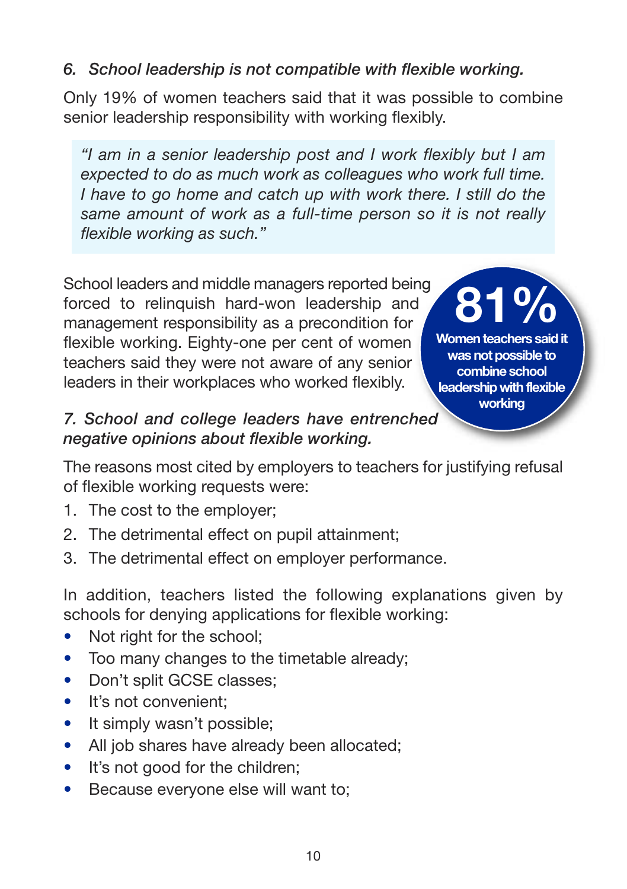*6. School leadership is not compatible with flexible working.*

Only 19% of women teachers said that it was possible to combine senior leadership responsibility with working flexibly.

> *"I am in a senior leadership post and I work flexibly but I am expected to do as much work as colleagues who work full time. I have to go home and catch up with work there. I still do the same amount of work as a full-time person so it is not really flexible working as such."*

School leaders and middle managers reported being forced to relinquish hard-won leadership and management responsibility as a precondition for flexible working. Eighty-one per cent of women teachers said they were not aware of any senior leaders in their workplaces who worked flexibly.

**81%**
**Women teachers said it was not possible to combine school leadership with flexible working**

*7. School and college leaders have entrenched negative opinions about flexible working.*

The reasons most cited by employers to teachers for justifying refusal of flexible working requests were:

1. The cost to the employer;
2. The detrimental effect on pupil attainment;
3. The detrimental effect on employer performance.

In addition, teachers listed the following explanations given by schools for denying applications for flexible working:

- Not right for the school;
- Too many changes to the timetable already;
- Don't split GCSE classes;
- It's not convenient;
- It simply wasn't possible;
- All job shares have already been allocated;
- It's not good for the children;
- Because everyone else will want to;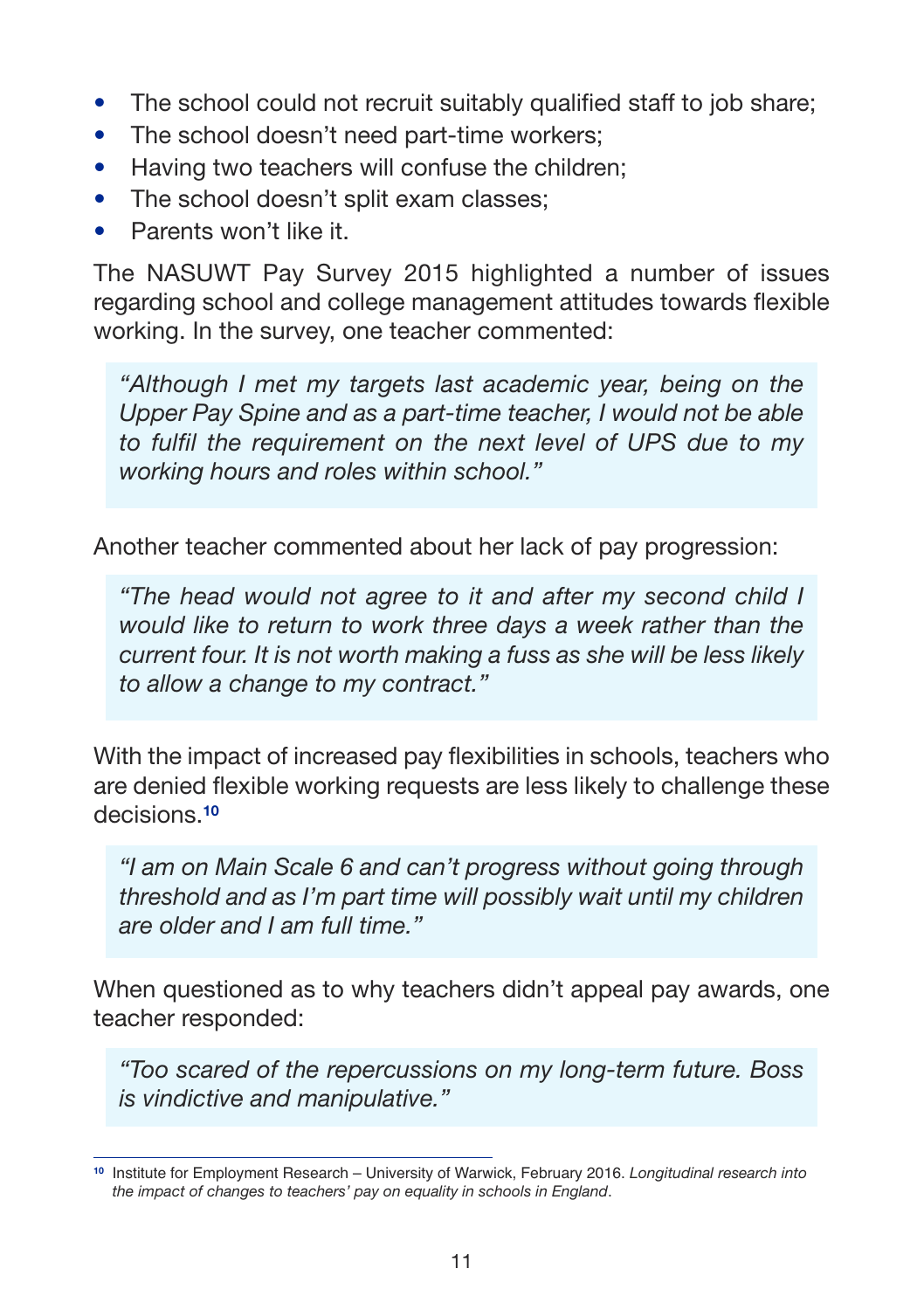- The school could not recruit suitably qualified staff to job share;
- The school doesn't need part-time workers;
- Having two teachers will confuse the children;
- The school doesn't split exam classes;
- Parents won't like it.

The NASUWT Pay Survey 2015 highlighted a number of issues regarding school and college management attitudes towards flexible working. In the survey, one teacher commented:

> *"Although I met my targets last academic year, being on the Upper Pay Spine and as a part-time teacher, I would not be able to fulfil the requirement on the next level of UPS due to my working hours and roles within school."*

Another teacher commented about her lack of pay progression:

> *"The head would not agree to it and after my second child I would like to return to work three days a week rather than the current four. It is not worth making a fuss as she will be less likely to allow a change to my contract."*

With the impact of increased pay flexibilities in schools, teachers who are denied flexible working requests are less likely to challenge these decisions.[10]

> *"I am on Main Scale 6 and can't progress without going through threshold and as I'm part time will possibly wait until my children are older and I am full time."*

When questioned as to why teachers didn't appeal pay awards, one teacher responded:

> *"Too scared of the repercussions on my long-term future. Boss is vindictive and manipulative."*

---

[10] Institute for Employment Research – University of Warwick, February 2016. *Longitudinal research into the impact of changes to teachers' pay on equality in schools in England*.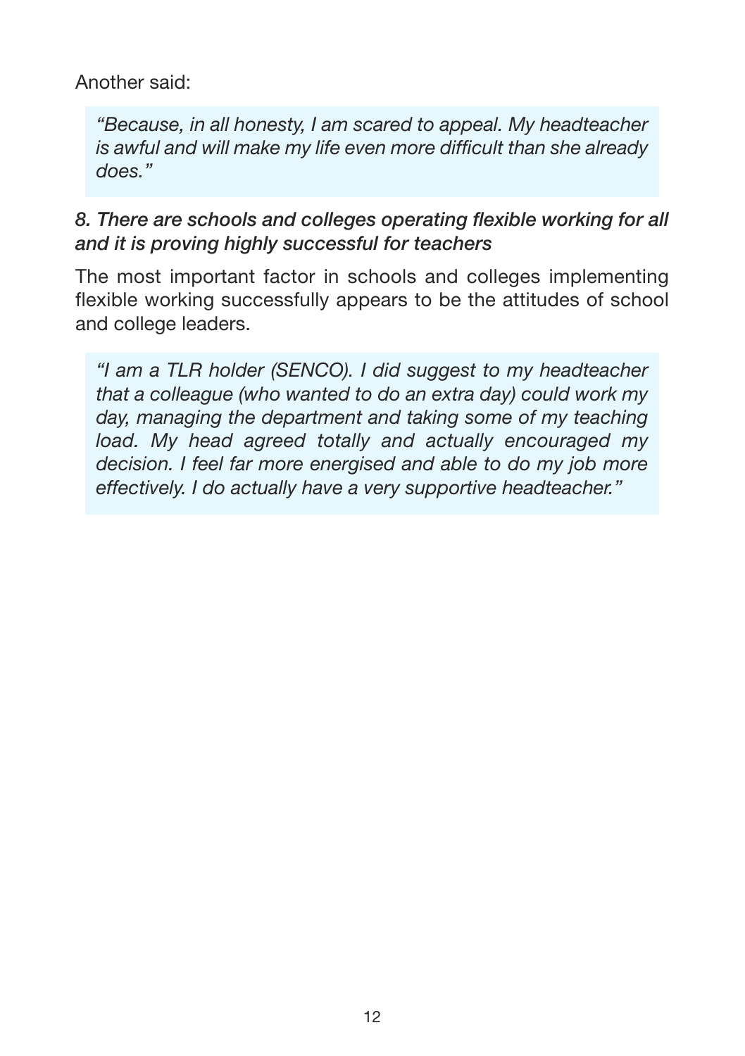Another said:

> *"Because, in all honesty, I am scared to appeal. My headteacher is awful and will make my life even more difficult than she already does."*

### *8. There are schools and colleges operating flexible working for all and it is proving highly successful for teachers*

The most important factor in schools and colleges implementing flexible working successfully appears to be the attitudes of school and college leaders.

> *"I am a TLR holder (SENCO). I did suggest to my headteacher that a colleague (who wanted to do an extra day) could work my day, managing the department and taking some of my teaching load. My head agreed totally and actually encouraged my decision. I feel far more energised and able to do my job more effectively. I do actually have a very supportive headteacher."*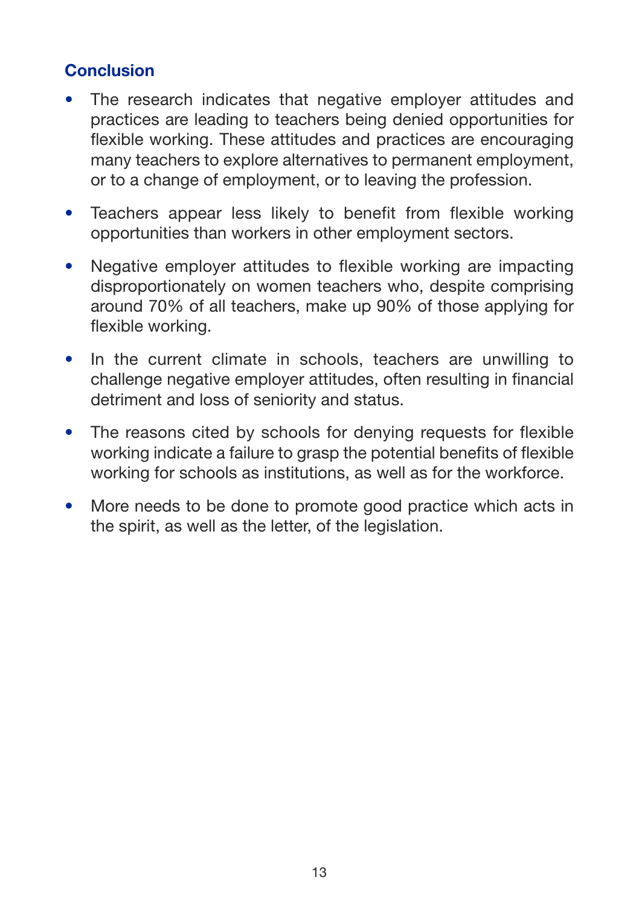## Conclusion

- The research indicates that negative employer attitudes and practices are leading to teachers being denied opportunities for flexible working. These attitudes and practices are encouraging many teachers to explore alternatives to permanent employment, or to a change of employment, or to leaving the profession.
- Teachers appear less likely to benefit from flexible working opportunities than workers in other employment sectors.
- Negative employer attitudes to flexible working are impacting disproportionately on women teachers who, despite comprising around 70% of all teachers, make up 90% of those applying for flexible working.
- In the current climate in schools, teachers are unwilling to challenge negative employer attitudes, often resulting in financial detriment and loss of seniority and status.
- The reasons cited by schools for denying requests for flexible working indicate a failure to grasp the potential benefits of flexible working for schools as institutions, as well as for the workforce.
- More needs to be done to promote good practice which acts in the spirit, as well as the letter, of the legislation.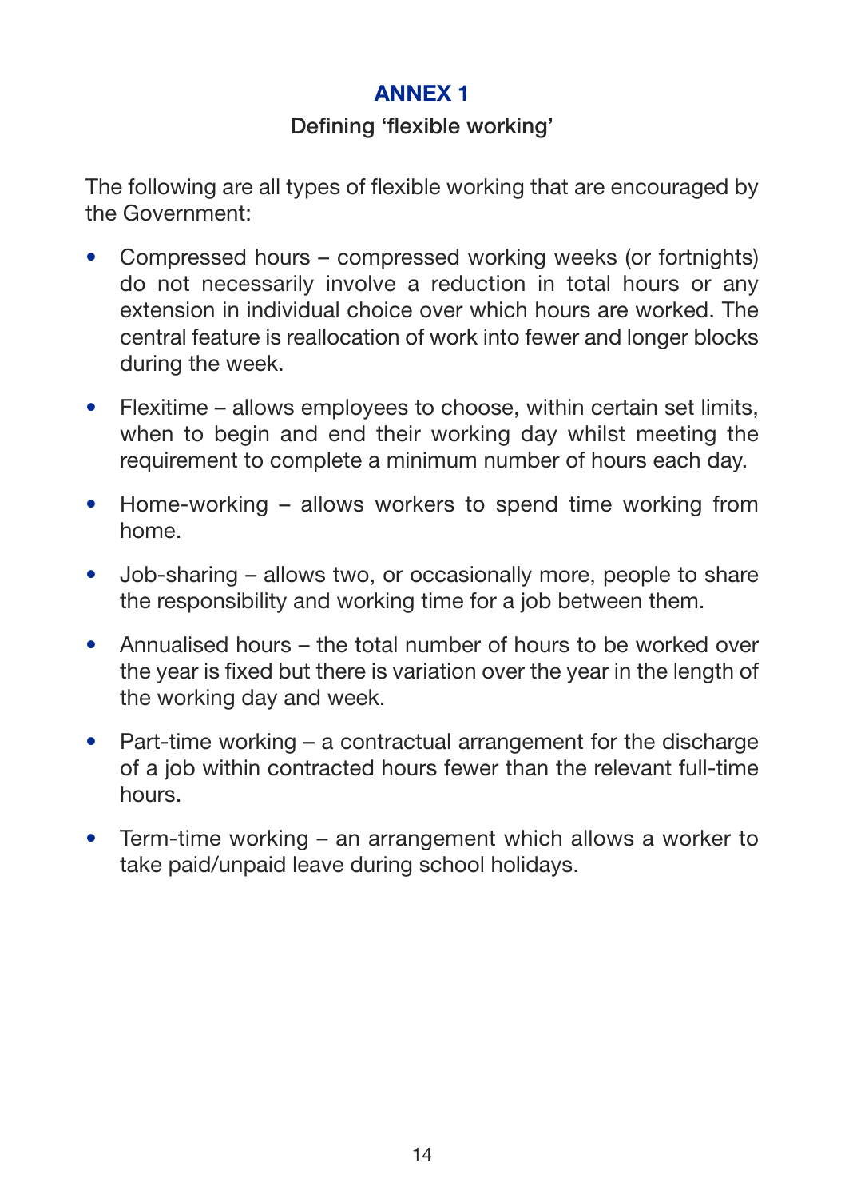# ANNEX 1

## Defining 'flexible working'

The following are all types of flexible working that are encouraged by the Government:

- Compressed hours – compressed working weeks (or fortnights) do not necessarily involve a reduction in total hours or any extension in individual choice over which hours are worked. The central feature is reallocation of work into fewer and longer blocks during the week.
- Flexitime – allows employees to choose, within certain set limits, when to begin and end their working day whilst meeting the requirement to complete a minimum number of hours each day.
- Home-working – allows workers to spend time working from home.
- Job-sharing – allows two, or occasionally more, people to share the responsibility and working time for a job between them.
- Annualised hours – the total number of hours to be worked over the year is fixed but there is variation over the year in the length of the working day and week.
- Part-time working – a contractual arrangement for the discharge of a job within contracted hours fewer than the relevant full-time hours.
- Term-time working – an arrangement which allows a worker to take paid/unpaid leave during school holidays.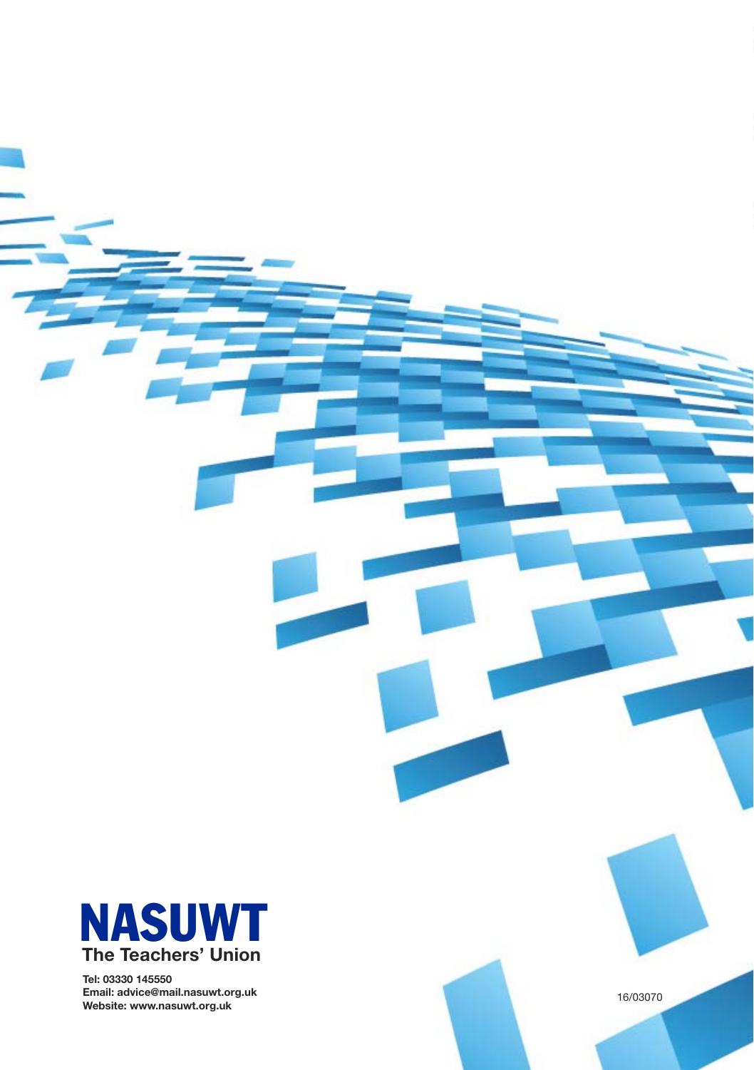**NASUWT**
**The Teachers' Union**

**Tel: 03330 145550**
**Email: advice@mail.nasuwt.org.uk**
**Website: www.nasuwt.org.uk**

16/03070